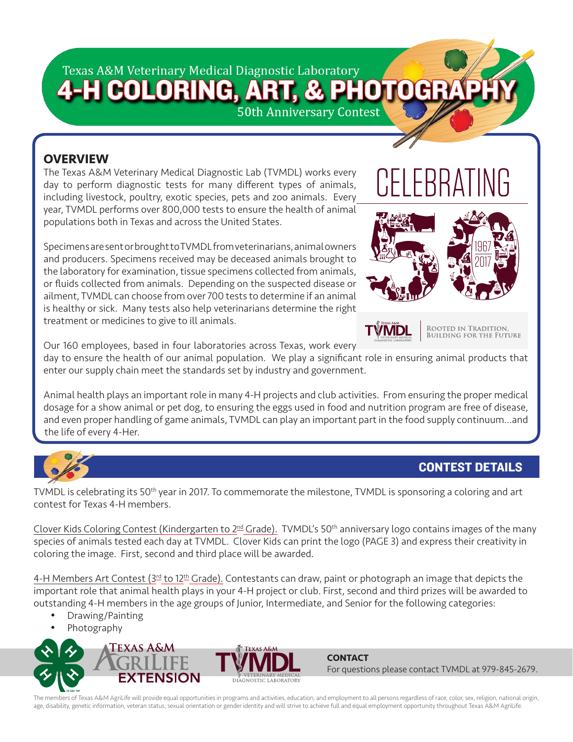Texas A&M Veterinary Medical Diagnostic Laboratory

# 4-H COLORING, ART, & PHOTOGRAPHY

50th Anniversary Contest

## OVERVIEW

The Texas A&M Veterinary Medical Diagnostic Lab (TVMDL) works every day to perform diagnostic tests for many different types of animals, including livestock, poultry, exotic species, pets and zoo animals. Every year, TVMDL performs over 800,000 tests to ensure the health of animal populations both in Texas and across the United States.

Specimens are sent or brought to TVMDL from veterinarians, animal owners and producers. Specimens received may be deceased animals brought to the laboratory for examination, tissue specimens collected from animals, or fluids collected from animals. Depending on the suspected disease or ailment, TVMDL can choose from over 700 tests to determine if an animal is healthy or sick. Many tests also help veterinarians determine the right treatment or medicines to give to ill animals.

CELEBRATING 50

1967 2017

TVMDL — ROOTED IN TRADITION, BUILDING FOR THE FUTURE

Our 160 employees, based in four laboratories across Texas, work every day to ensure the health of our animal population. We play a significant role in ensuring animal products that enter our supply chain meet the standards set by industry and government.

Animal health plays an important role in many 4-H projects and club activities. From ensuring the proper medical dosage for a show animal or pet dog, to ensuring the eggs used in food and nutrition program are free of disease, and even proper handling of game animals, TVMDL can play an important part in the food supply continuum...and the life of every 4-Her.

## CONTEST DETAILS

TVMDL is celebrating its 50th year in 2017. To commemorate the milestone, TVMDL is sponsoring a coloring and art contest for Texas 4-H members.

Clover Kids Coloring Contest (Kindergarten to 2nd Grade). TVMDL's 50th anniversary logo contains images of the many species of animals tested each day at TVMDL. Clover Kids can print the logo (PAGE 3) and express their creativity in coloring the image. First, second and third place will be awarded.

4-H Members Art Contest (3rd to 12th Grade). Contestants can draw, paint or photograph an image that depicts the important role that animal health plays in your 4-H project or club. First, second and third prizes will be awarded to outstanding 4-H members in the age groups of Junior, Intermediate, and Senior for the following categories:

- Drawing/Painting
- Photography

Texas A&M AgriLife Extension — Texas A&M TVMDL Veterinary Medical Diagnostic Laboratory

**CONTACT**

For questions please contact TVMDL at 979-845-2679.

The members of Texas A&M AgriLife will provide equal opportunities in programs and activities, education, and employment to all persons regardless of race, color, sex, religion, national origin, age, disability, genetic information, veteran status, sexual orientation or gender identity and will strive to achieve full and equal employment opportunity throughout Texas A&M AgriLife.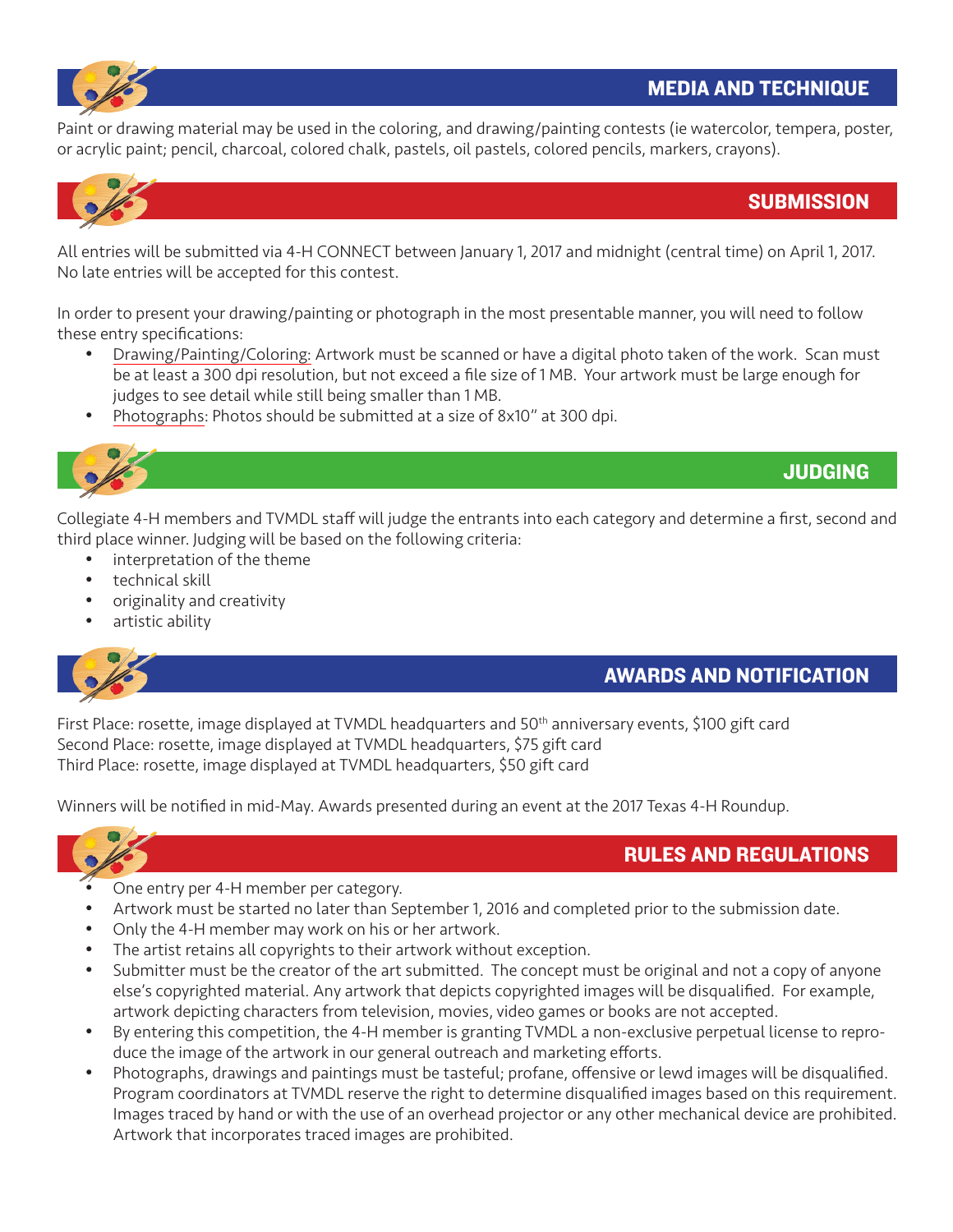## MEDIA AND TECHNIQUE

Paint or drawing material may be used in the coloring, and drawing/painting contests (ie watercolor, tempera, poster, or acrylic paint; pencil, charcoal, colored chalk, pastels, oil pastels, colored pencils, markers, crayons).

## SUBMISSION

All entries will be submitted via 4-H CONNECT between January 1, 2017 and midnight (central time) on April 1, 2017. No late entries will be accepted for this contest.

In order to present your drawing/painting or photograph in the most presentable manner, you will need to follow these entry specifications:

- Drawing/Painting/Coloring: Artwork must be scanned or have a digital photo taken of the work. Scan must be at least a 300 dpi resolution, but not exceed a file size of 1 MB. Your artwork must be large enough for judges to see detail while still being smaller than 1 MB.
- Photographs: Photos should be submitted at a size of 8x10" at 300 dpi.

## JUDGING

Collegiate 4-H members and TVMDL staff will judge the entrants into each category and determine a first, second and third place winner. Judging will be based on the following criteria:

- interpretation of the theme
- technical skill
- originality and creativity
- artistic ability

## AWARDS AND NOTIFICATION

First Place: rosette, image displayed at TVMDL headquarters and 50th anniversary events, $100 gift card
Second Place: rosette, image displayed at TVMDL headquarters, $75 gift card
Third Place: rosette, image displayed at TVMDL headquarters, $50 gift card

Winners will be notified in mid-May. Awards presented during an event at the 2017 Texas 4-H Roundup.

## RULES AND REGULATIONS

- One entry per 4-H member per category.
- Artwork must be started no later than September 1, 2016 and completed prior to the submission date.
- Only the 4-H member may work on his or her artwork.
- The artist retains all copyrights to their artwork without exception.
- Submitter must be the creator of the art submitted. The concept must be original and not a copy of anyone else's copyrighted material. Any artwork that depicts copyrighted images will be disqualified. For example, artwork depicting characters from television, movies, video games or books are not accepted.
- By entering this competition, the 4-H member is granting TVMDL a non-exclusive perpetual license to reproduce the image of the artwork in our general outreach and marketing efforts.
- Photographs, drawings and paintings must be tasteful; profane, offensive or lewd images will be disqualified. Program coordinators at TVMDL reserve the right to determine disqualified images based on this requirement. Images traced by hand or with the use of an overhead projector or any other mechanical device are prohibited. Artwork that incorporates traced images are prohibited.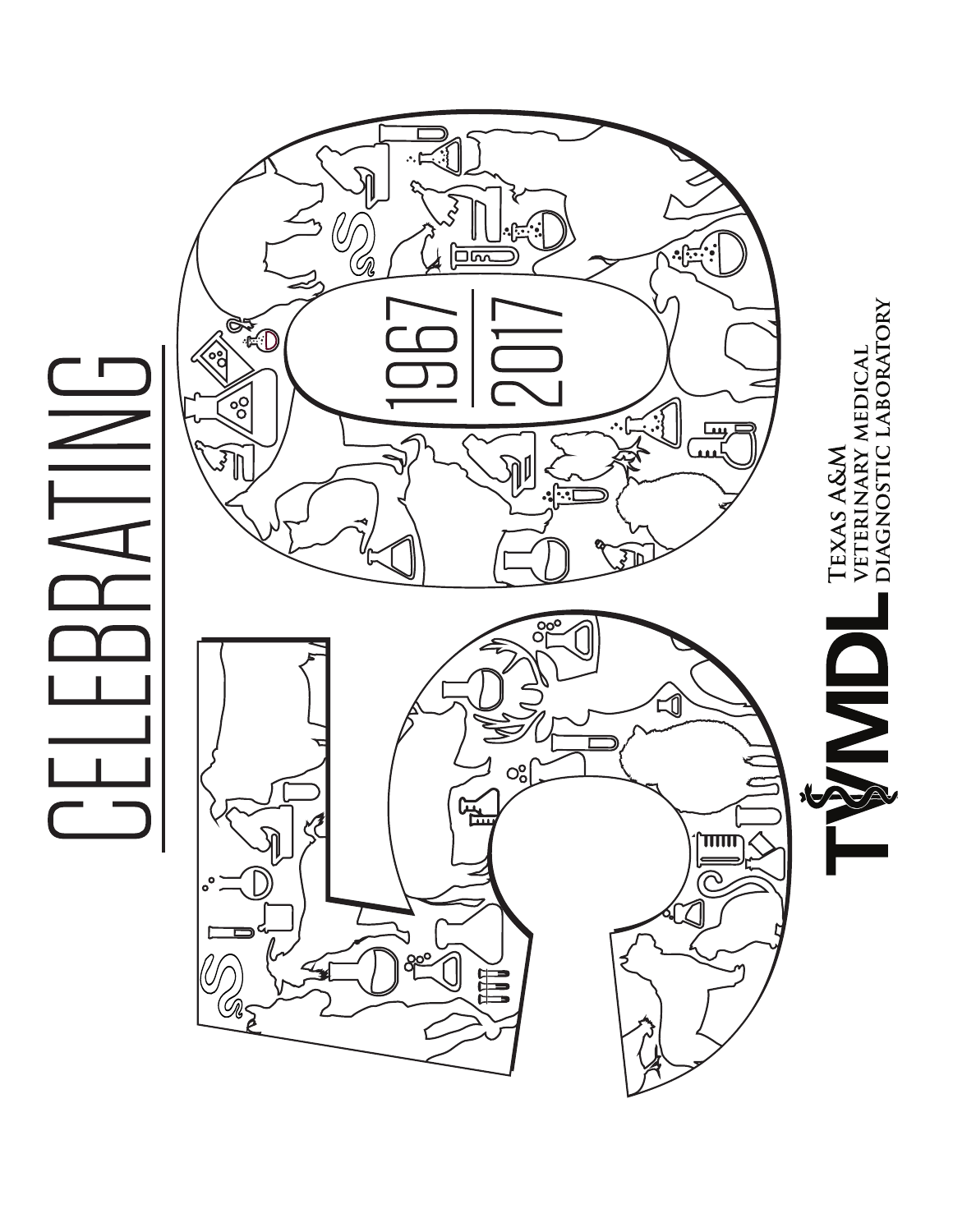# CELEBRATING

1967

2017

TVMDL

Texas A&M
Veterinary Medical
Diagnostic Laboratory